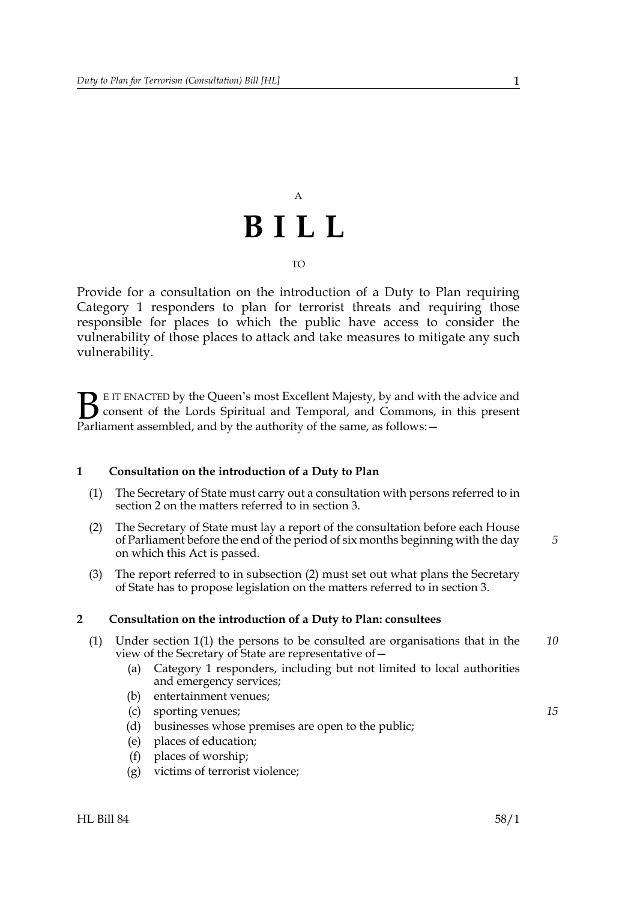A

# BILL

TO

Provide for a consultation on the introduction of a Duty to Plan requiring Category 1 responders to plan for terrorist threats and requiring those responsible for places to which the public have access to consider the vulnerability of those places to attack and take measures to mitigate any such vulnerability.

BE IT ENACTED by the Queen's most Excellent Majesty, by and with the advice and consent of the Lords Spiritual and Temporal, and Commons, in this present Parliament assembled, and by the authority of the same, as follows:—

### 1 Consultation on the introduction of a Duty to Plan

(1) The Secretary of State must carry out a consultation with persons referred to in section 2 on the matters referred to in section 3.

(2) The Secretary of State must lay a report of the consultation before each House of Parliament before the end of the period of six months beginning with the day on which this Act is passed.

(3) The report referred to in subsection (2) must set out what plans the Secretary of State has to propose legislation on the matters referred to in section 3.

### 2 Consultation on the introduction of a Duty to Plan: consultees

(1) Under section 1(1) the persons to be consulted are organisations that in the view of the Secretary of State are representative of—

- (a) Category 1 responders, including but not limited to local authorities and emergency services;
- (b) entertainment venues;
- (c) sporting venues;
- (d) businesses whose premises are open to the public;
- (e) places of education;
- (f) places of worship;
- (g) victims of terrorist violence;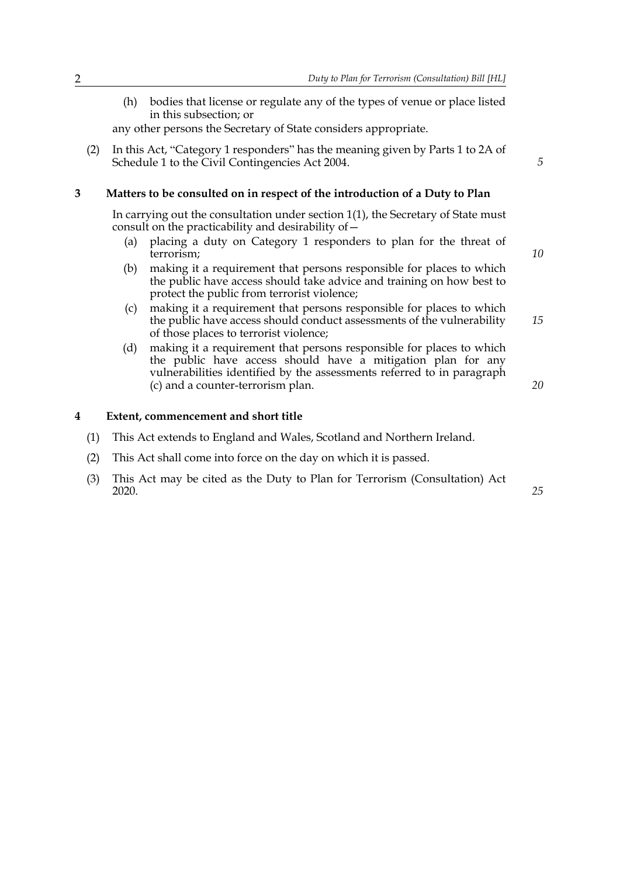(h) bodies that license or regulate any of the types of venue or place listed in this subsection; or

any other persons the Secretary of State considers appropriate.

(2) In this Act, "Category 1 responders" has the meaning given by Parts 1 to 2A of Schedule 1 to the Civil Contingencies Act 2004.

**3 Matters to be consulted on in respect of the introduction of a Duty to Plan**

In carrying out the consultation under section 1(1), the Secretary of State must consult on the practicability and desirability of—

(a) placing a duty on Category 1 responders to plan for the threat of terrorism;

(b) making it a requirement that persons responsible for places to which the public have access should take advice and training on how best to protect the public from terrorist violence;

(c) making it a requirement that persons responsible for places to which the public have access should conduct assessments of the vulnerability of those places to terrorist violence;

(d) making it a requirement that persons responsible for places to which the public have access should have a mitigation plan for any vulnerabilities identified by the assessments referred to in paragraph (c) and a counter-terrorism plan.

**4 Extent, commencement and short title**

(1) This Act extends to England and Wales, Scotland and Northern Ireland.

(2) This Act shall come into force on the day on which it is passed.

(3) This Act may be cited as the Duty to Plan for Terrorism (Consultation) Act 2020.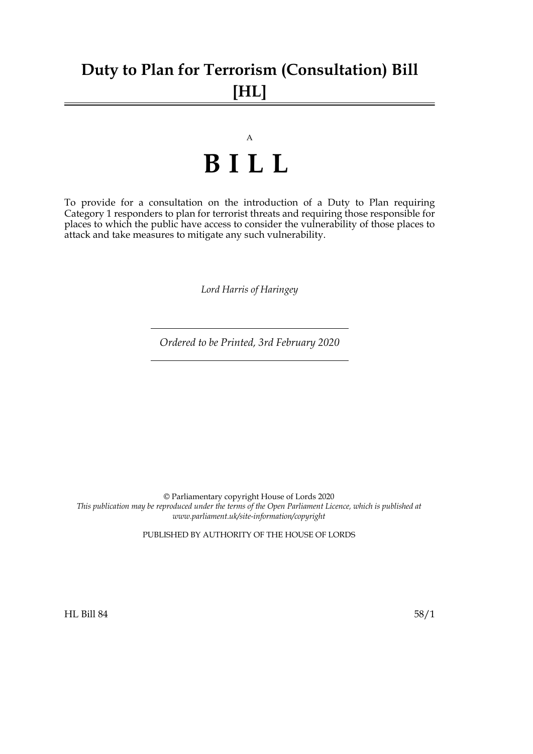# Duty to Plan for Terrorism (Consultation) Bill [HL]

A

# B I L L

To provide for a consultation on the introduction of a Duty to Plan requiring Category 1 responders to plan for terrorist threats and requiring those responsible for places to which the public have access to consider the vulnerability of those places to attack and take measures to mitigate any such vulnerability.

*Lord Harris of Haringey*

*Ordered to be Printed, 3rd February 2020*

© Parliamentary copyright House of Lords 2020
*This publication may be reproduced under the terms of the Open Parliament Licence, which is published at www.parliament.uk/site-information/copyright*

PUBLISHED BY AUTHORITY OF THE HOUSE OF LORDS

HL Bill 84 58/1